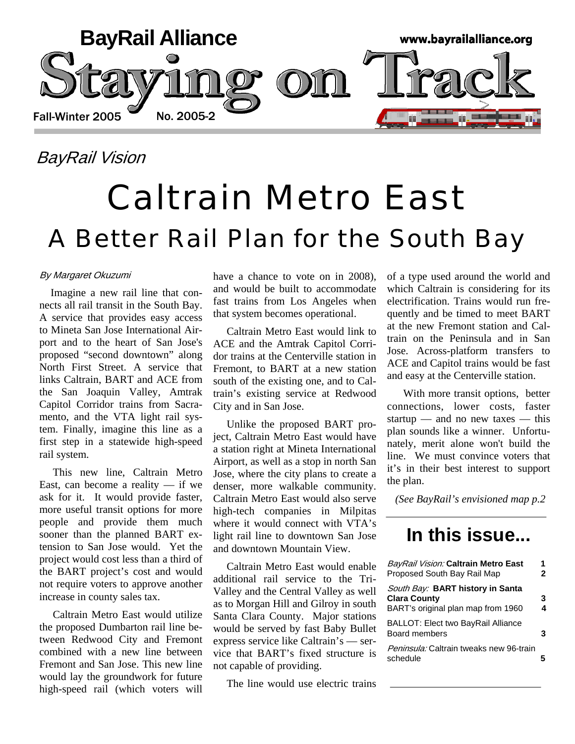# BayRail Alliance

# Staying on Track

Fall-Winter 2005 No. 2005-2

www.bayrailalliance.org

*BayRail Vision*

# Caltrain Metro East

## A Better Rail Plan for the South Bay

*By Margaret Okuzumi*

Imagine a new rail line that connects all rail transit in the South Bay. A service that provides easy access to Mineta San Jose International Airport and to the heart of San Jose's proposed "second downtown" along North First Street. A service that links Caltrain, BART and ACE from the San Joaquin Valley, Amtrak Capitol Corridor trains from Sacramento, and the VTA light rail system. Finally, imagine this line as a first step in a statewide high-speed rail system.

This new line, Caltrain Metro East, can become a reality — if we ask for it. It would provide faster, more useful transit options for more people and provide them much sooner than the planned BART extension to San Jose would. Yet the project would cost less than a third of the BART project's cost and would not require voters to approve another increase in county sales tax.

Caltrain Metro East would utilize the proposed Dumbarton rail line between Redwood City and Fremont combined with a new line between Fremont and San Jose. This new line would lay the groundwork for future high-speed rail (which voters will have a chance to vote on in 2008), and would be built to accommodate fast trains from Los Angeles when that system becomes operational.

Caltrain Metro East would link to ACE and the Amtrak Capitol Corridor trains at the Centerville station in Fremont, to BART at a new station south of the existing one, and to Caltrain's existing service at Redwood City and in San Jose.

Unlike the proposed BART project, Caltrain Metro East would have a station right at Mineta International Airport, as well as a stop in north San Jose, where the city plans to create a denser, more walkable community. Caltrain Metro East would also serve high-tech companies in Milpitas where it would connect with VTA's light rail line to downtown San Jose and downtown Mountain View.

Caltrain Metro East would enable additional rail service to the Tri-Valley and the Central Valley as well as to Morgan Hill and Gilroy in south Santa Clara County. Major stations would be served by fast Baby Bullet express service like Caltrain's — service that BART's fixed structure is not capable of providing.

The line would use electric trains of a type used around the world and which Caltrain is considering for its electrification. Trains would run frequently and be timed to meet BART at the new Fremont station and Caltrain on the Peninsula and in San Jose. Across-platform transfers to ACE and Capitol trains would be fast and easy at the Centerville station.

With more transit options, better connections, lower costs, faster startup — and no new taxes — this plan sounds like a winner. Unfortunately, merit alone won't build the line. We must convince voters that it's in their best interest to support the plan.

*(See BayRail's envisioned map p.2*

## In this issue...

| | |
|---|---|
| *BayRail Vision:* **Caltrain Metro East** | 1 |
| Proposed South Bay Rail Map | 2 |
| *South Bay:* **BART history in Santa Clara County** | 3 |
| BART's original plan map from 1960 | 4 |
| BALLOT: Elect two BayRail Alliance Board members | 3 |
| *Peninsula:* Caltrain tweaks new 96-train schedule | 5 |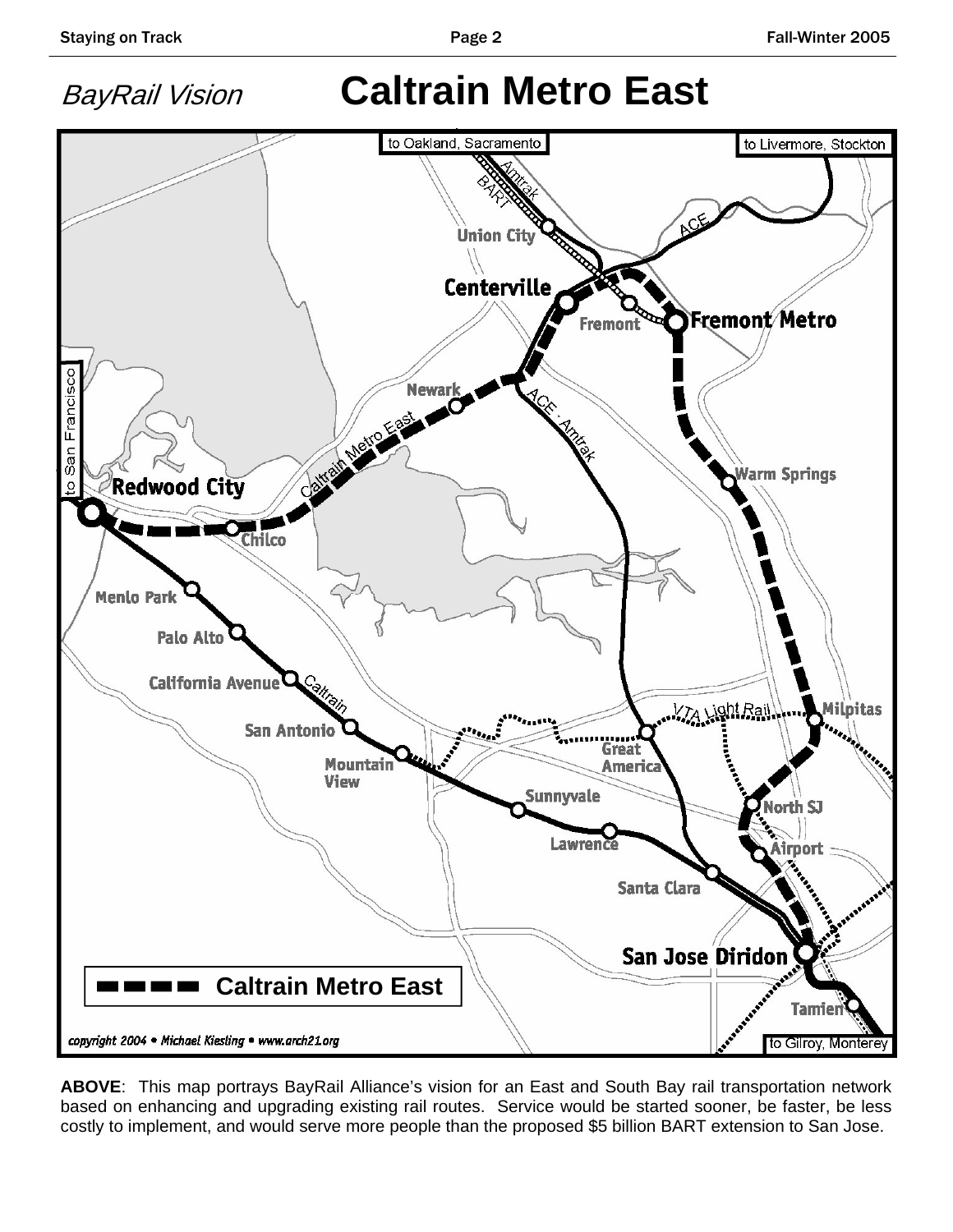*BayRail Vision*

# Caltrain Metro East

**ABOVE**: This map portrays BayRail Alliance's vision for an East and South Bay rail transportation network based on enhancing and upgrading existing rail routes. Service would be started sooner, be faster, be less costly to implement, and would serve more people than the proposed $5 billion BART extension to San Jose.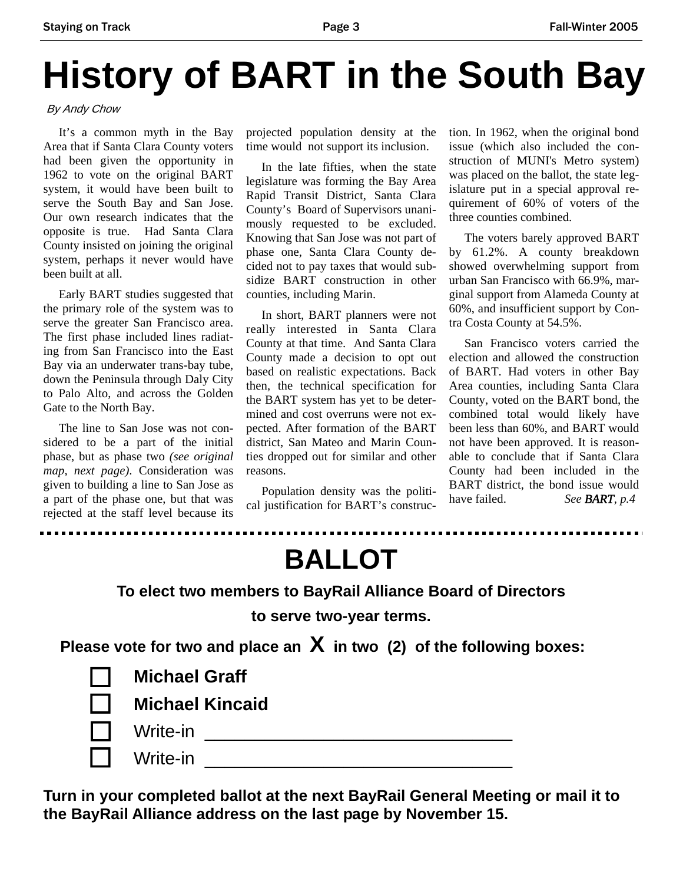# History of BART in the South Bay

*By Andy Chow*

It's a common myth in the Bay Area that if Santa Clara County voters had been given the opportunity in 1962 to vote on the original BART system, it would have been built to serve the South Bay and San Jose. Our own research indicates that the opposite is true. Had Santa Clara County insisted on joining the original system, perhaps it never would have been built at all.

Early BART studies suggested that the primary role of the system was to serve the greater San Francisco area. The first phase included lines radiating from San Francisco into the East Bay via an underwater trans-bay tube, down the Peninsula through Daly City to Palo Alto, and across the Golden Gate to the North Bay.

The line to San Jose was not considered to be a part of the initial phase, but as phase two *(see original map, next page)*. Consideration was given to building a line to San Jose as a part of the phase one, but that was rejected at the staff level because its projected population density at the time would not support its inclusion.

In the late fifties, when the state legislature was forming the Bay Area Rapid Transit District, Santa Clara County's Board of Supervisors unanimously requested to be excluded. Knowing that San Jose was not part of phase one, Santa Clara County decided not to pay taxes that would subsidize BART construction in other counties, including Marin.

In short, BART planners were not really interested in Santa Clara County at that time. And Santa Clara County made a decision to opt out based on realistic expectations. Back then, the technical specification for the BART system has yet to be determined and cost overruns were not expected. After formation of the BART district, San Mateo and Marin Counties dropped out for similar and other reasons.

Population density was the political justification for BART's construction. In 1962, when the original bond issue (which also included the construction of MUNI's Metro system) was placed on the ballot, the state legislature put in a special approval requirement of 60% of voters of the three counties combined.

The voters barely approved BART by 61.2%. A county breakdown showed overwhelming support from urban San Francisco with 66.9%, marginal support from Alameda County at 60%, and insufficient support by Contra Costa County at 54.5%.

San Francisco voters carried the election and allowed the construction of BART. Had voters in other Bay Area counties, including Santa Clara County, voted on the BART bond, the combined total would likely have been less than 60%, and BART would not have been approved. It is reasonable to conclude that if Santa Clara County had been included in the BART district, the bond issue would have failed. *See **BART**, p.4*

---

# BALLOT

**To elect two members to BayRail Alliance Board of Directors to serve two-year terms.**

**Please vote for two and place an X in two (2) of the following boxes:**

- ☐ **Michael Graff**
- ☐ **Michael Kincaid**
- ☐ Write-in ______________________________
- ☐ Write-in ______________________________

**Turn in your completed ballot at the next BayRail General Meeting or mail it to the BayRail Alliance address on the last page by November 15.**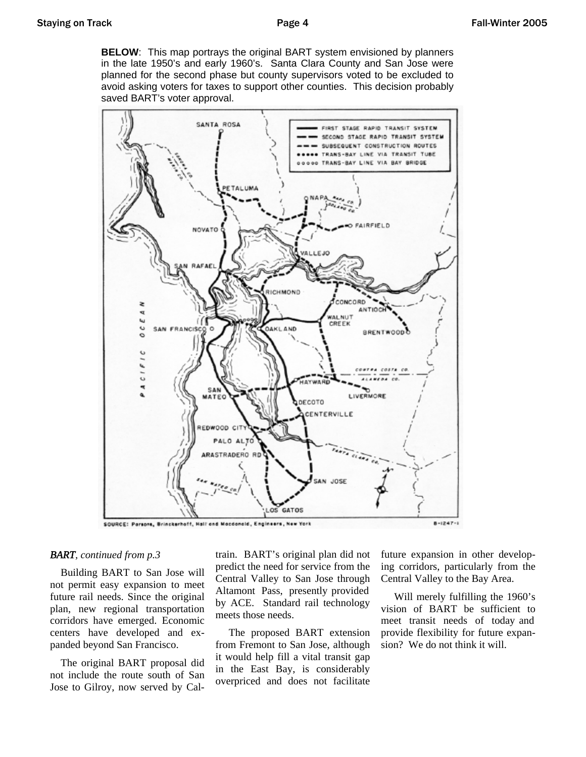**BELOW**: This map portrays the original BART system envisioned by planners in the late 1950's and early 1960's. Santa Clara County and San Jose were planned for the second phase but county supervisors voted to be excluded to avoid asking voters for taxes to support other counties. This decision probably saved BART's voter approval.

*BART, continued from p.3*

Building BART to San Jose will not permit easy expansion to meet future rail needs. Since the original plan, new regional transportation corridors have emerged. Economic centers have developed and expanded beyond San Francisco.

The original BART proposal did not include the route south of San Jose to Gilroy, now served by Caltrain. BART's original plan did not predict the need for service from the Central Valley to San Jose through Altamont Pass, presently provided by ACE. Standard rail technology meets those needs.

The proposed BART extension from Fremont to San Jose, although it would help fill a vital transit gap in the East Bay, is considerably overpriced and does not facilitate future expansion in other developing corridors, particularly from the Central Valley to the Bay Area.

Will merely fulfilling the 1960's vision of BART be sufficient to meet transit needs of today and provide flexibility for future expansion? We do not think it will.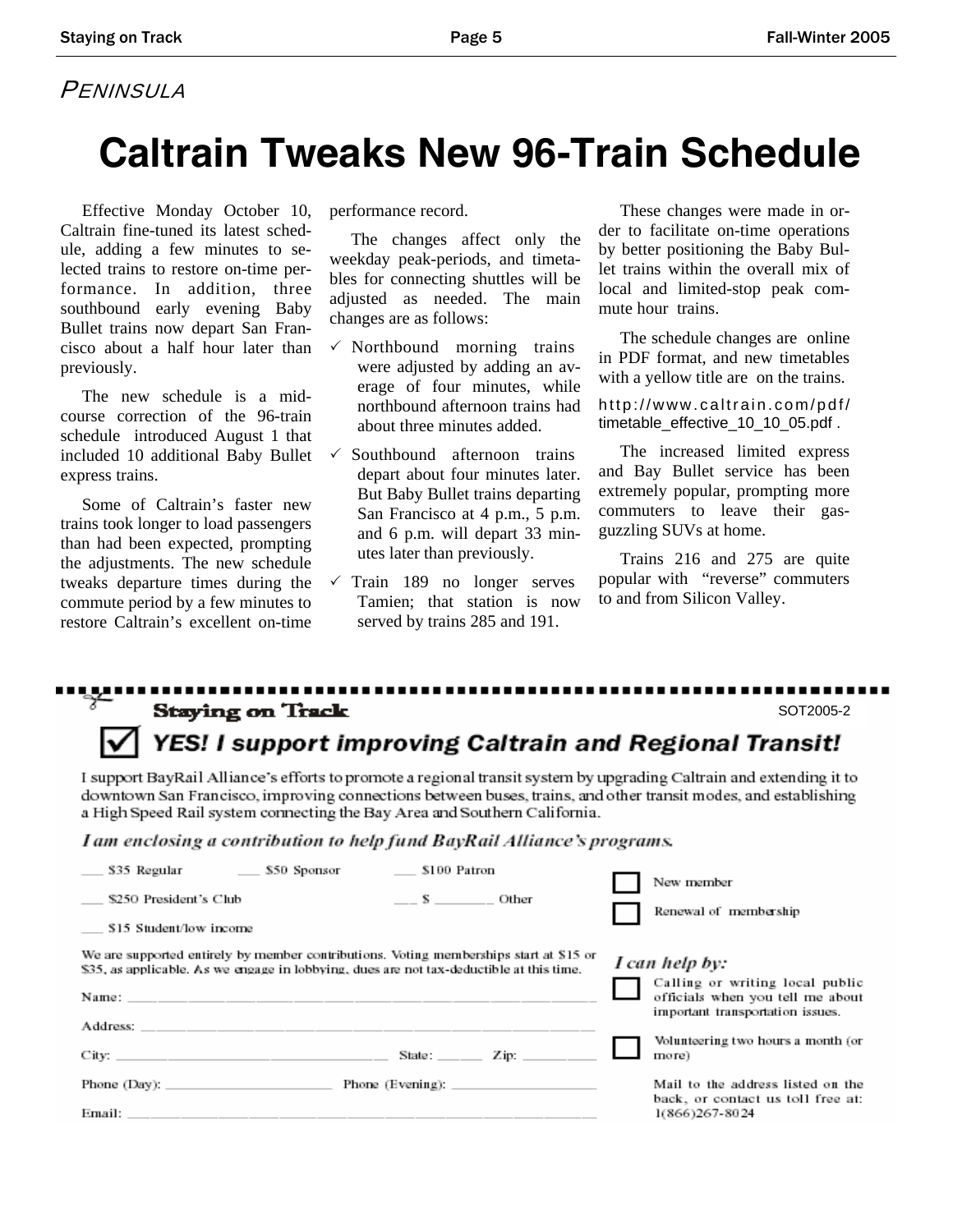*PENINSULA*

# Caltrain Tweaks New 96-Train Schedule

Effective Monday October 10, Caltrain fine-tuned its latest schedule, adding a few minutes to selected trains to restore on-time performance. In addition, three southbound early evening Baby Bullet trains now depart San Francisco about a half hour later than previously.

The new schedule is a mid-course correction of the 96-train schedule introduced August 1 that included 10 additional Baby Bullet express trains.

Some of Caltrain's faster new trains took longer to load passengers than had been expected, prompting the adjustments. The new schedule tweaks departure times during the commute period by a few minutes to restore Caltrain's excellent on-time performance record.

The changes affect only the weekday peak-periods, and timetables for connecting shuttles will be adjusted as needed. The main changes are as follows:

- ✓ Northbound morning trains were adjusted by adding an average of four minutes, while northbound afternoon trains had about three minutes added.
- ✓ Southbound afternoon trains depart about four minutes later. But Baby Bullet trains departing San Francisco at 4 p.m., 5 p.m. and 6 p.m. will depart 33 minutes later than previously.
- ✓ Train 189 no longer serves Tamien; that station is now served by trains 285 and 191.

These changes were made in order to facilitate on-time operations by better positioning the Baby Bullet trains within the overall mix of local and limited-stop peak commute hour trains.

The schedule changes are online in PDF format, and new timetables with a yellow title are on the trains.

http://www.caltrain.com/pdf/timetable_effective_10_10_05.pdf .

The increased limited express and Bay Bullet service has been extremely popular, prompting more commuters to leave their gas-guzzling SUVs at home.

Trains 216 and 275 are quite popular with "reverse" commuters to and from Silicon Valley.

---

**Staying on Track** SOT2005-2

## ☑ YES! I support improving Caltrain and Regional Transit!

I support BayRail Alliance's efforts to promote a regional transit system by upgrading Caltrain and extending it to downtown San Francisco, improving connections between buses, trains, and other transit modes, and establishing a High Speed Rail system connecting the Bay Area and Southern California.

***I am enclosing a contribution to help fund BayRail Alliance's programs.***

___ $35 Regular ___ $50 Sponsor ___ $100 Patron

___ $250 President's Club ___ $ ________ Other

___ $15 Student/low income

☐ New member

☐ Renewal of membership

We are supported entirely by member contributions. Voting memberships start at $15 or $35, as applicable. As we engage in lobbying, dues are not tax-deductible at this time.

Name: ______________________________

Address: ______________________________

City: ____________________ State: ______ Zip: ________

Phone (Day): ______________ Phone (Evening): ______________

Email: ______________________________

***I can help by:***

☐ Calling or writing local public officials when you tell me about important transportation issues.

☐ Volunteering two hours a month (or more)

Mail to the address listed on the back, or contact us toll free at: 1(866)267-8024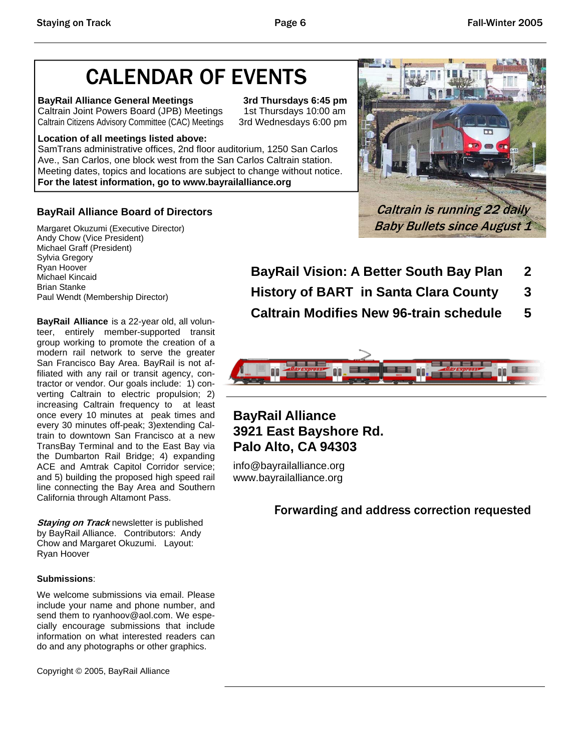# CALENDAR OF EVENTS

| | |
|---|---|
| **BayRail Alliance General Meetings** | **3rd Thursdays 6:45 pm** |
| Caltrain Joint Powers Board (JPB) Meetings | 1st Thursdays 10:00 am |
| Caltrain Citizens Advisory Committee (CAC) Meetings | 3rd Wednesdays 6:00 pm |

**Location of all meetings listed above:**
SamTrans administrative offices, 2nd floor auditorium, 1250 San Carlos Ave., San Carlos, one block west from the San Carlos Caltrain station. Meeting dates, topics and locations are subject to change without notice.
**For the latest information, go to www.bayrailalliance.org**

*Caltrain is running 22 daily Baby Bullets since August 1*

## BayRail Alliance Board of Directors

Margaret Okuzumi (Executive Director)
Andy Chow (Vice President)
Michael Graff (President)
Sylvia Gregory
Ryan Hoover
Michael Kincaid
Brian Stanke
Paul Wendt (Membership Director)

**BayRail Alliance** is a 22-year old, all volunteer, entirely member-supported transit group working to promote the creation of a modern rail network to serve the greater San Francisco Bay Area. BayRail is not affiliated with any rail or transit agency, contractor or vendor. Our goals include: 1) converting Caltrain to electric propulsion; 2) increasing Caltrain frequency to at least once every 10 minutes at peak times and every 30 minutes off-peak; 3)extending Caltrain to downtown San Francisco at a new TransBay Terminal and to the East Bay via the Dumbarton Rail Bridge; 4) expanding ACE and Amtrak Capitol Corridor service; and 5) building the proposed high speed rail line connecting the Bay Area and Southern California through Altamont Pass.

***Staying on Track*** newsletter is published by BayRail Alliance. Contributors: Andy Chow and Margaret Okuzumi. Layout: Ryan Hoover

**Submissions**:

We welcome submissions via email. Please include your name and phone number, and send them to ryanhoov@aol.com. We especially encourage submissions that include information on what interested readers can do and any photographs or other graphics.

Copyright © 2005, BayRail Alliance

| | |
|---|---|
| **BayRail Vision: A Better South Bay Plan** | **2** |
| **History of BART in Santa Clara County** | **3** |
| **Caltrain Modifies New 96-train schedule** | **5** |

**BayRail Alliance**
**3921 East Bayshore Rd.**
**Palo Alto, CA 94303**

info@bayrailalliance.org
www.bayrailalliance.org

Forwarding and address correction requested